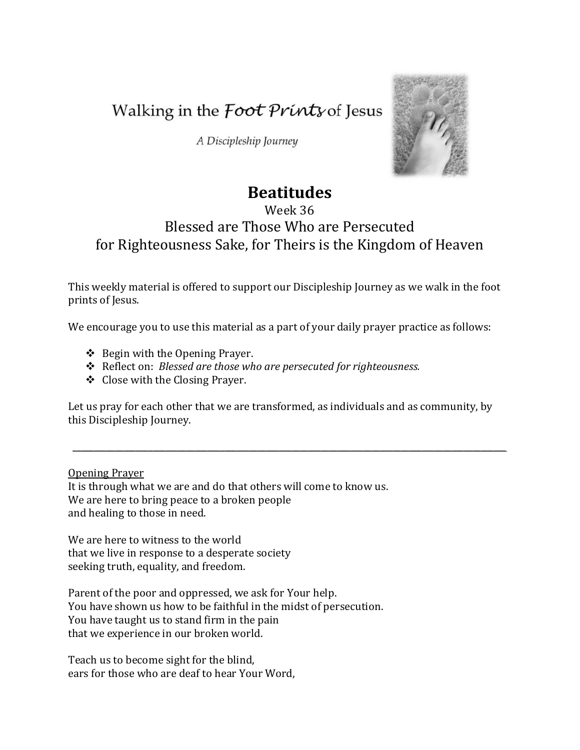Walking in the *Foot Prints* of Jesus

*A Discipleship Journey*

# Beatitudes

Week 36

Blessed are Those Who are Persecuted
for Righteousness Sake, for Theirs is the Kingdom of Heaven

This weekly material is offered to support our Discipleship Journey as we walk in the foot prints of Jesus.

We encourage you to use this material as a part of your daily prayer practice as follows:

- Begin with the Opening Prayer.
- Reflect on: *Blessed are those who are persecuted for righteousness.*
- Close with the Closing Prayer.

Let us pray for each other that we are transformed, as individuals and as community, by this Discipleship Journey.

---

Opening Prayer

It is through what we are and do that others will come to know us.
We are here to bring peace to a broken people
and healing to those in need.

We are here to witness to the world
that we live in response to a desperate society
seeking truth, equality, and freedom.

Parent of the poor and oppressed, we ask for Your help.
You have shown us how to be faithful in the midst of persecution.
You have taught us to stand firm in the pain
that we experience in our broken world.

Teach us to become sight for the blind,
ears for those who are deaf to hear Your Word,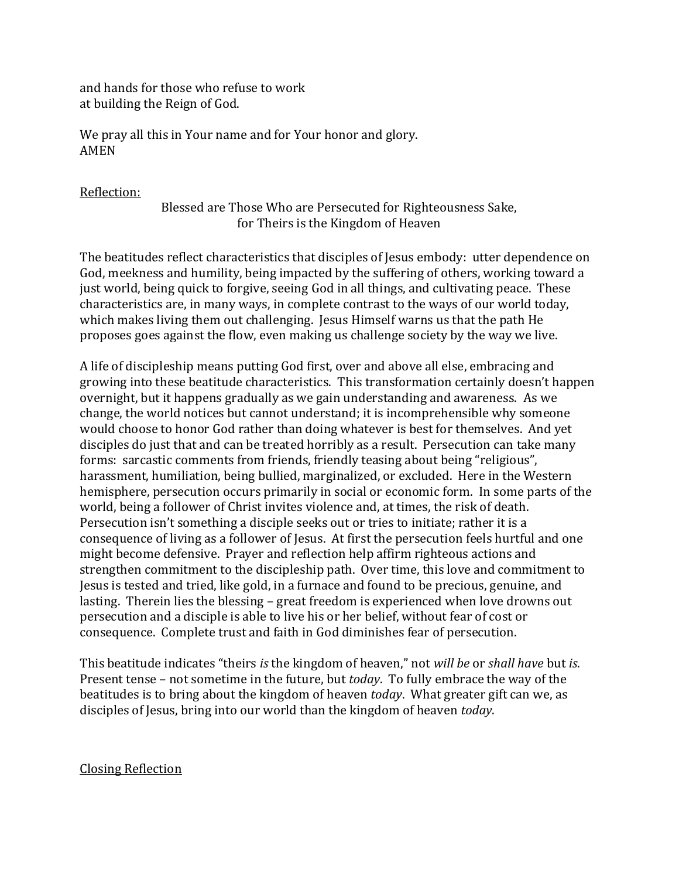and hands for those who refuse to work
at building the Reign of God.

We pray all this in Your name and for Your honor and glory.
AMEN

<u>Reflection:</u>

Blessed are Those Who are Persecuted for Righteousness Sake,
for Theirs is the Kingdom of Heaven

The beatitudes reflect characteristics that disciples of Jesus embody: utter dependence on God, meekness and humility, being impacted by the suffering of others, working toward a just world, being quick to forgive, seeing God in all things, and cultivating peace. These characteristics are, in many ways, in complete contrast to the ways of our world today, which makes living them out challenging. Jesus Himself warns us that the path He proposes goes against the flow, even making us challenge society by the way we live.

A life of discipleship means putting God first, over and above all else, embracing and growing into these beatitude characteristics. This transformation certainly doesn't happen overnight, but it happens gradually as we gain understanding and awareness. As we change, the world notices but cannot understand; it is incomprehensible why someone would choose to honor God rather than doing whatever is best for themselves. And yet disciples do just that and can be treated horribly as a result. Persecution can take many forms: sarcastic comments from friends, friendly teasing about being "religious", harassment, humiliation, being bullied, marginalized, or excluded. Here in the Western hemisphere, persecution occurs primarily in social or economic form. In some parts of the world, being a follower of Christ invites violence and, at times, the risk of death. Persecution isn't something a disciple seeks out or tries to initiate; rather it is a consequence of living as a follower of Jesus. At first the persecution feels hurtful and one might become defensive. Prayer and reflection help affirm righteous actions and strengthen commitment to the discipleship path. Over time, this love and commitment to Jesus is tested and tried, like gold, in a furnace and found to be precious, genuine, and lasting. Therein lies the blessing – great freedom is experienced when love drowns out persecution and a disciple is able to live his or her belief, without fear of cost or consequence. Complete trust and faith in God diminishes fear of persecution.

This beatitude indicates "theirs *is* the kingdom of heaven," not *will be* or *shall have* but *is*. Present tense – not sometime in the future, but *today*. To fully embrace the way of the beatitudes is to bring about the kingdom of heaven *today*. What greater gift can we, as disciples of Jesus, bring into our world than the kingdom of heaven *today*.

<u>Closing Reflection</u>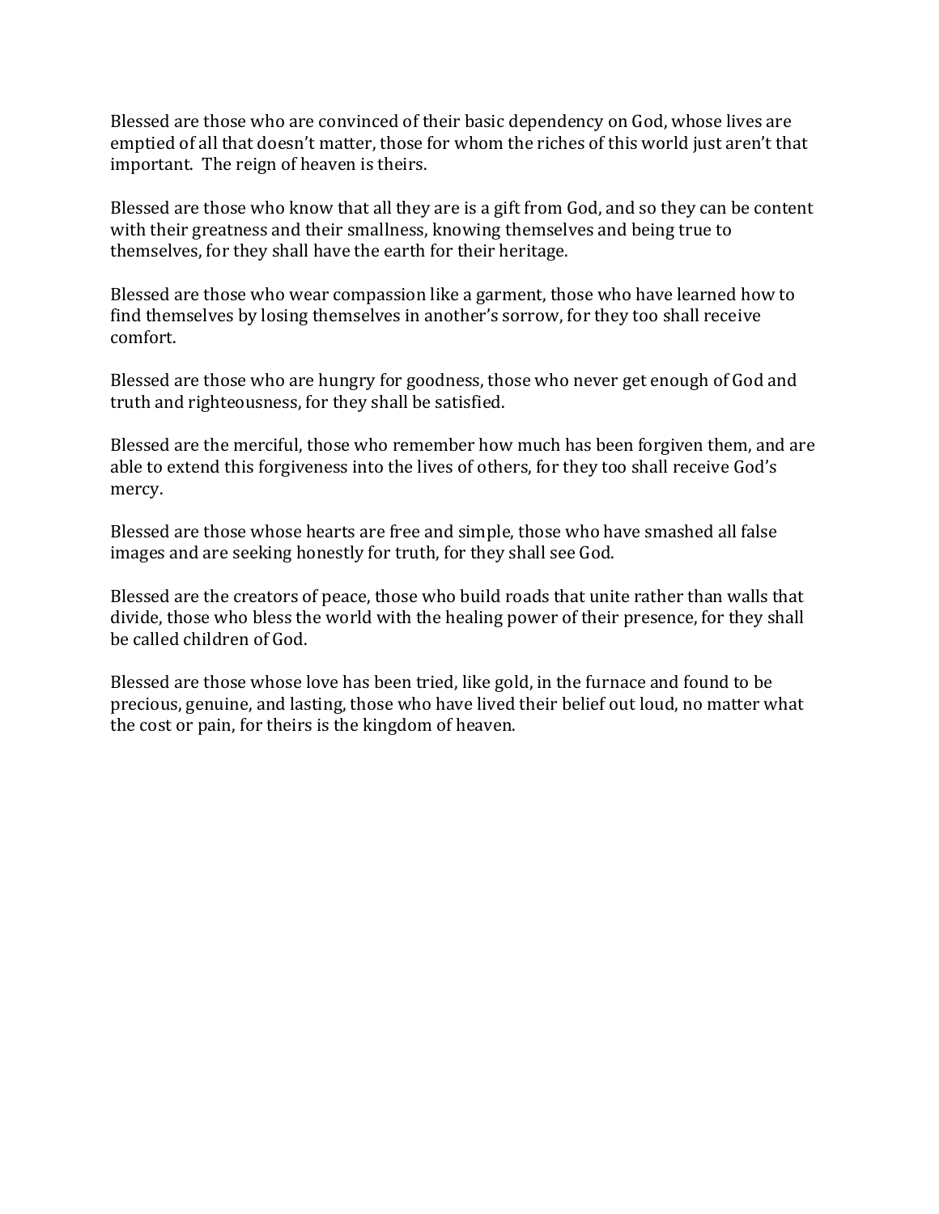Blessed are those who are convinced of their basic dependency on God, whose lives are emptied of all that doesn't matter, those for whom the riches of this world just aren't that important. The reign of heaven is theirs.

Blessed are those who know that all they are is a gift from God, and so they can be content with their greatness and their smallness, knowing themselves and being true to themselves, for they shall have the earth for their heritage.

Blessed are those who wear compassion like a garment, those who have learned how to find themselves by losing themselves in another's sorrow, for they too shall receive comfort.

Blessed are those who are hungry for goodness, those who never get enough of God and truth and righteousness, for they shall be satisfied.

Blessed are the merciful, those who remember how much has been forgiven them, and are able to extend this forgiveness into the lives of others, for they too shall receive God's mercy.

Blessed are those whose hearts are free and simple, those who have smashed all false images and are seeking honestly for truth, for they shall see God.

Blessed are the creators of peace, those who build roads that unite rather than walls that divide, those who bless the world with the healing power of their presence, for they shall be called children of God.

Blessed are those whose love has been tried, like gold, in the furnace and found to be precious, genuine, and lasting, those who have lived their belief out loud, no matter what the cost or pain, for theirs is the kingdom of heaven.